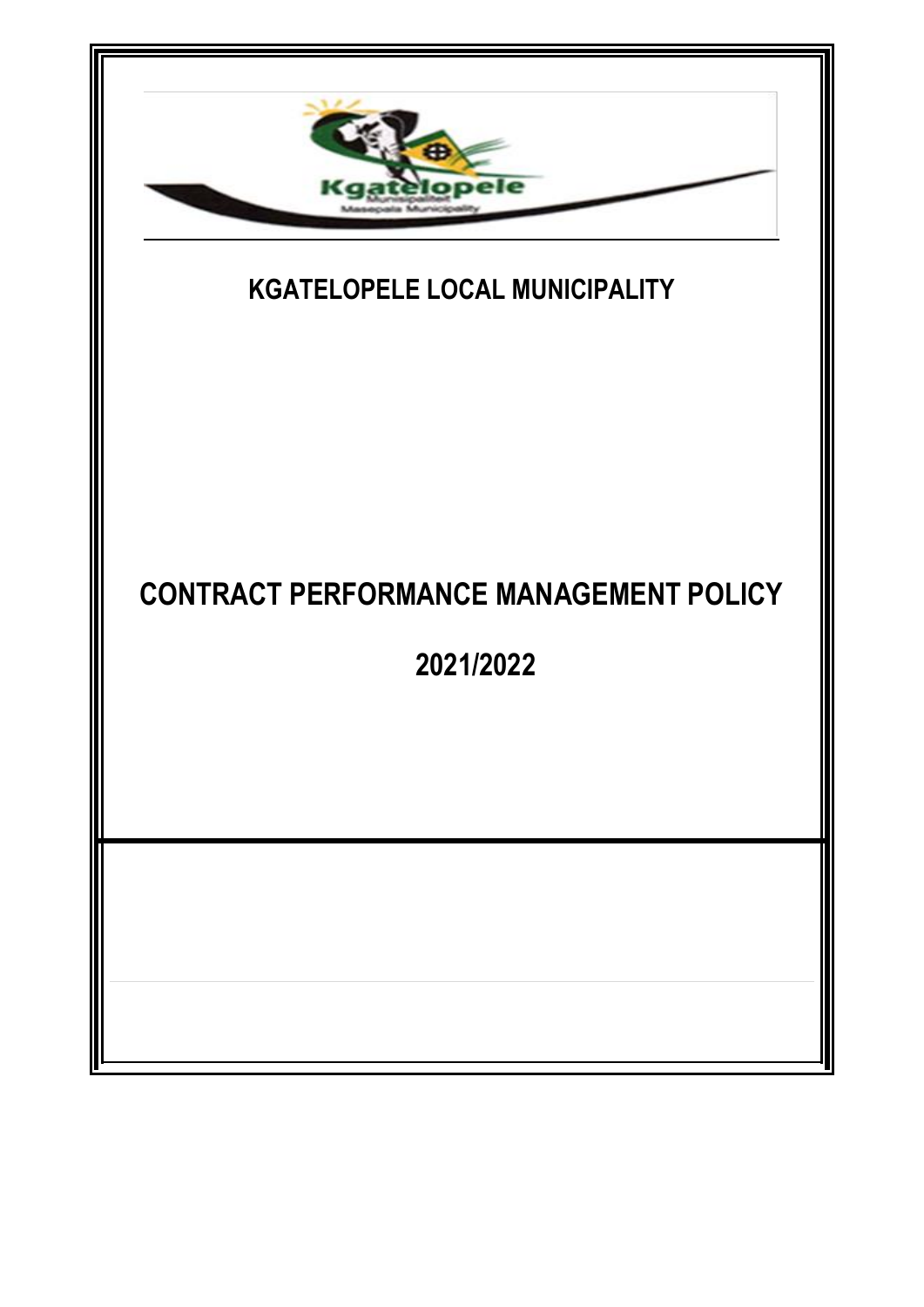# KGATELOPELE LOCAL MUNICIPALITY

# CONTRACT PERFORMANCE MANAGEMENT POLICY

# 2021/2022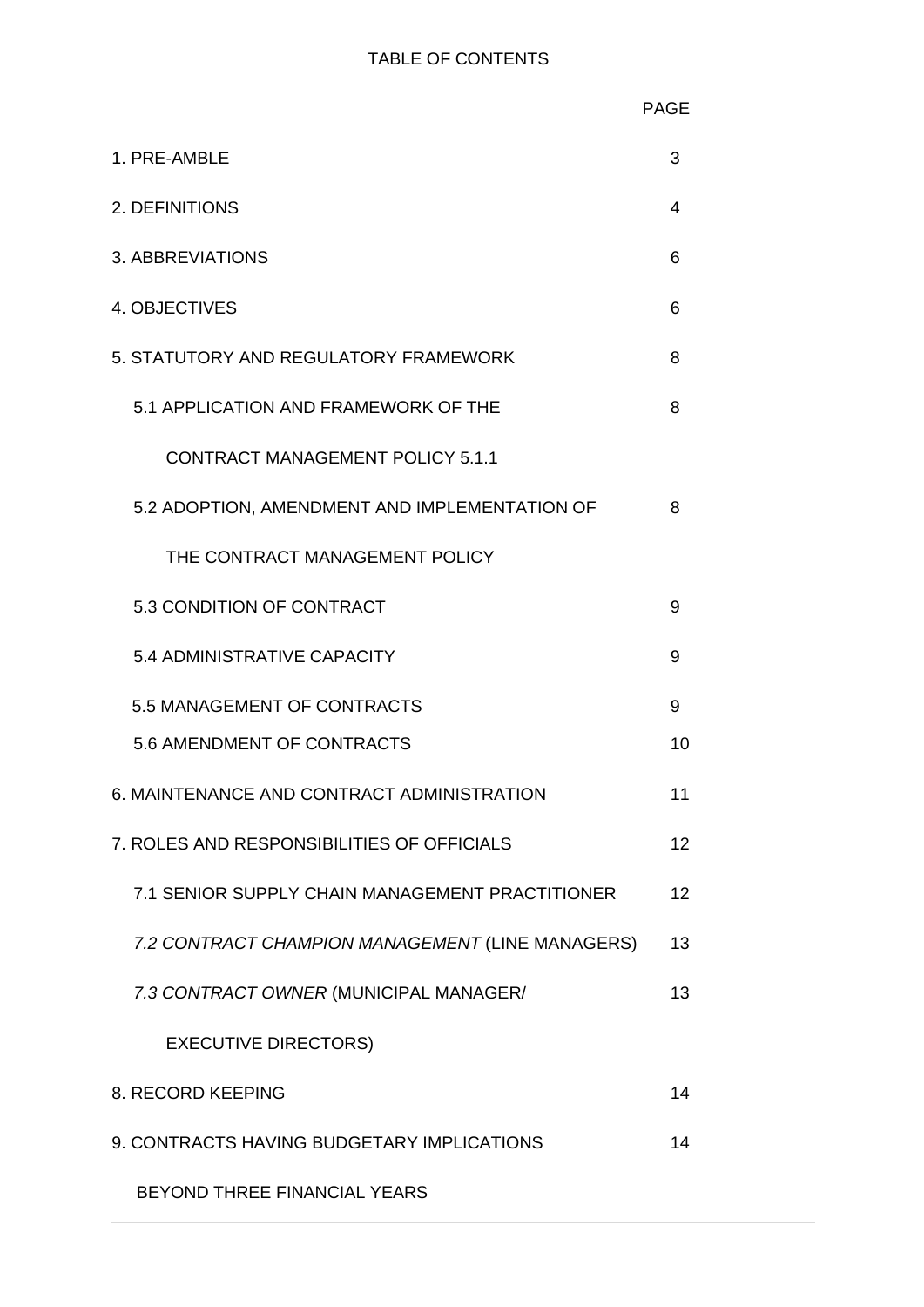TABLE OF CONTENTS

| | PAGE |
|---|---|
| 1. PRE-AMBLE | 3 |
| 2. DEFINITIONS | 4 |
| 3. ABBREVIATIONS | 6 |
| 4. OBJECTIVES | 6 |
| 5. STATUTORY AND REGULATORY FRAMEWORK | 8 |
| 5.1 APPLICATION AND FRAMEWORK OF THE CONTRACT MANAGEMENT POLICY 5.1.1 | 8 |
| 5.2 ADOPTION, AMENDMENT AND IMPLEMENTATION OF THE CONTRACT MANAGEMENT POLICY | 8 |
| 5.3 CONDITION OF CONTRACT | 9 |
| 5.4 ADMINISTRATIVE CAPACITY | 9 |
| 5.5 MANAGEMENT OF CONTRACTS | 9 |
| 5.6 AMENDMENT OF CONTRACTS | 10 |
| 6. MAINTENANCE AND CONTRACT ADMINISTRATION | 11 |
| 7. ROLES AND RESPONSIBILITIES OF OFFICIALS | 12 |
| 7.1 SENIOR SUPPLY CHAIN MANAGEMENT PRACTITIONER | 12 |
| *7.2 CONTRACT CHAMPION MANAGEMENT* (LINE MANAGERS) | 13 |
| *7.3 CONTRACT OWNER* (MUNICIPAL MANAGER/ EXECUTIVE DIRECTORS) | 13 |
| 8. RECORD KEEPING | 14 |
| 9. CONTRACTS HAVING BUDGETARY IMPLICATIONS BEYOND THREE FINANCIAL YEARS | 14 |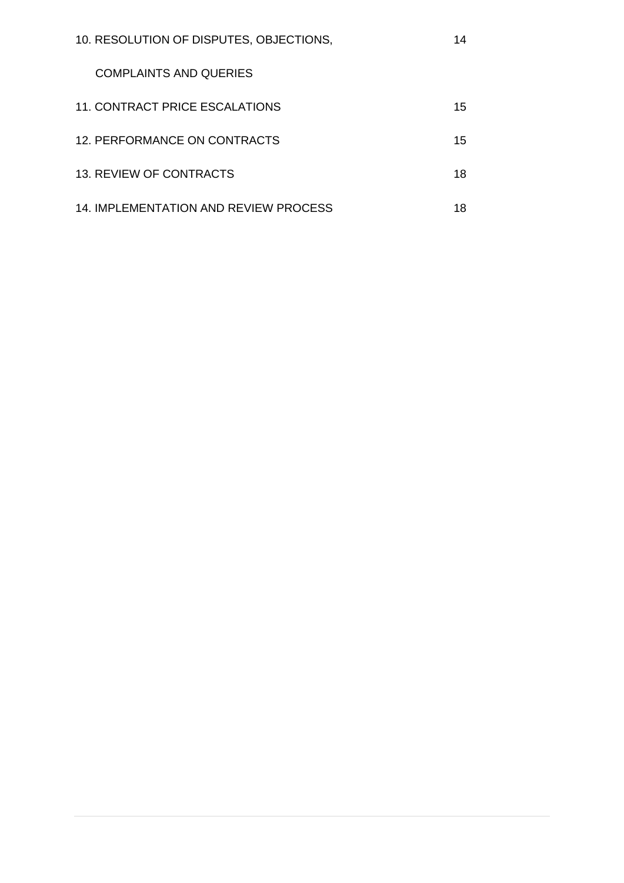| | |
|---|---|
| 10. RESOLUTION OF DISPUTES, OBJECTIONS, COMPLAINTS AND QUERIES | 14 |
| 11. CONTRACT PRICE ESCALATIONS | 15 |
| 12. PERFORMANCE ON CONTRACTS | 15 |
| 13. REVIEW OF CONTRACTS | 18 |
| 14. IMPLEMENTATION AND REVIEW PROCESS | 18 |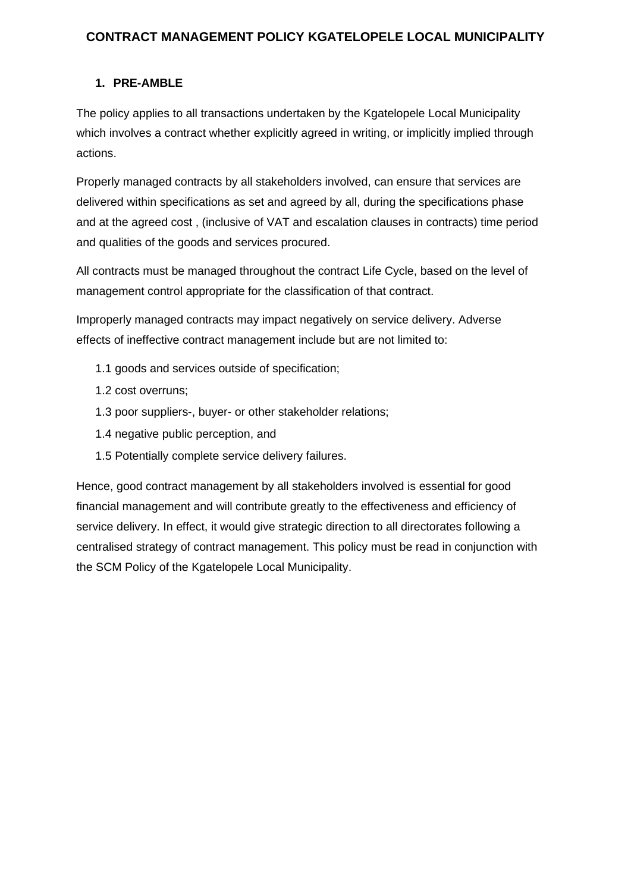**CONTRACT MANAGEMENT POLICY KGATELOPELE LOCAL MUNICIPALITY**

## 1. PRE-AMBLE

The policy applies to all transactions undertaken by the Kgatelopele Local Municipality which involves a contract whether explicitly agreed in writing, or implicitly implied through actions.

Properly managed contracts by all stakeholders involved, can ensure that services are delivered within specifications as set and agreed by all, during the specifications phase and at the agreed cost , (inclusive of VAT and escalation clauses in contracts) time period and qualities of the goods and services procured.

All contracts must be managed throughout the contract Life Cycle, based on the level of management control appropriate for the classification of that contract.

Improperly managed contracts may impact negatively on service delivery. Adverse effects of ineffective contract management include but are not limited to:

1.1 goods and services outside of specification;

1.2 cost overruns;

1.3 poor suppliers-, buyer- or other stakeholder relations;

1.4 negative public perception, and

1.5 Potentially complete service delivery failures.

Hence, good contract management by all stakeholders involved is essential for good financial management and will contribute greatly to the effectiveness and efficiency of service delivery. In effect, it would give strategic direction to all directorates following a centralised strategy of contract management. This policy must be read in conjunction with the SCM Policy of the Kgatelopele Local Municipality.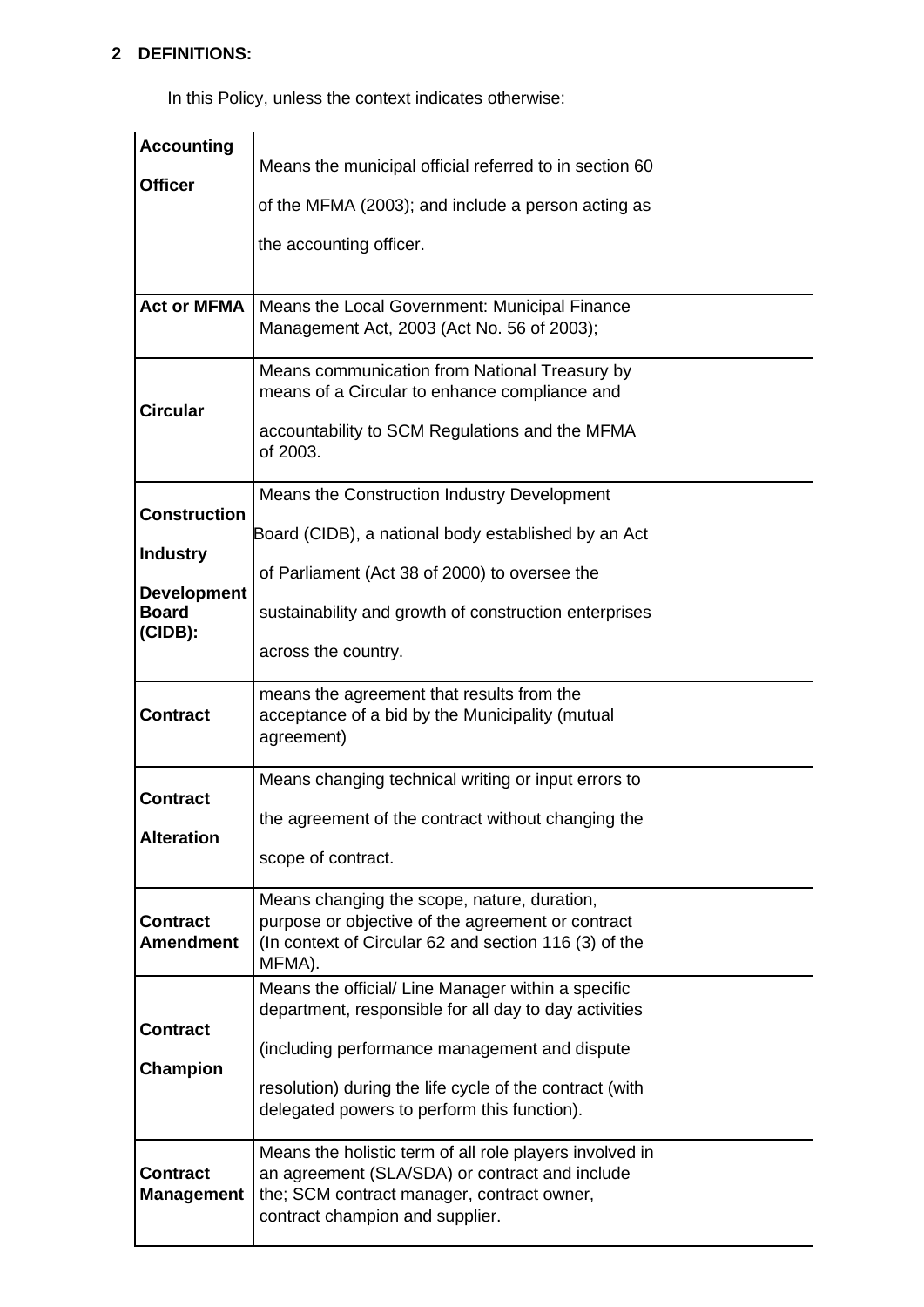## 2 DEFINITIONS:

In this Policy, unless the context indicates otherwise:

| | |
|---|---|
| **Accounting Officer** | Means the municipal official referred to in section 60 of the MFMA (2003); and include a person acting as the accounting officer. |
| **Act or MFMA** | Means the Local Government: Municipal Finance Management Act, 2003 (Act No. 56 of 2003); |
| **Circular** | Means communication from National Treasury by means of a Circular to enhance compliance and accountability to SCM Regulations and the MFMA of 2003. |
| **Construction Industry Development Board (CIDB):** | Means the Construction Industry Development Board (CIDB), a national body established by an Act of Parliament (Act 38 of 2000) to oversee the sustainability and growth of construction enterprises across the country. |
| **Contract** | means the agreement that results from the acceptance of a bid by the Municipality (mutual agreement) |
| **Contract Alteration** | Means changing technical writing or input errors to the agreement of the contract without changing the scope of contract. |
| **Contract Amendment** | Means changing the scope, nature, duration, purpose or objective of the agreement or contract (In context of Circular 62 and section 116 (3) of the MFMA). |
| **Contract Champion** | Means the official/ Line Manager within a specific department, responsible for all day to day activities (including performance management and dispute resolution) during the life cycle of the contract (with delegated powers to perform this function). |
| **Contract Management** | Means the holistic term of all role players involved in an agreement (SLA/SDA) or contract and include the; SCM contract manager, contract owner, contract champion and supplier. |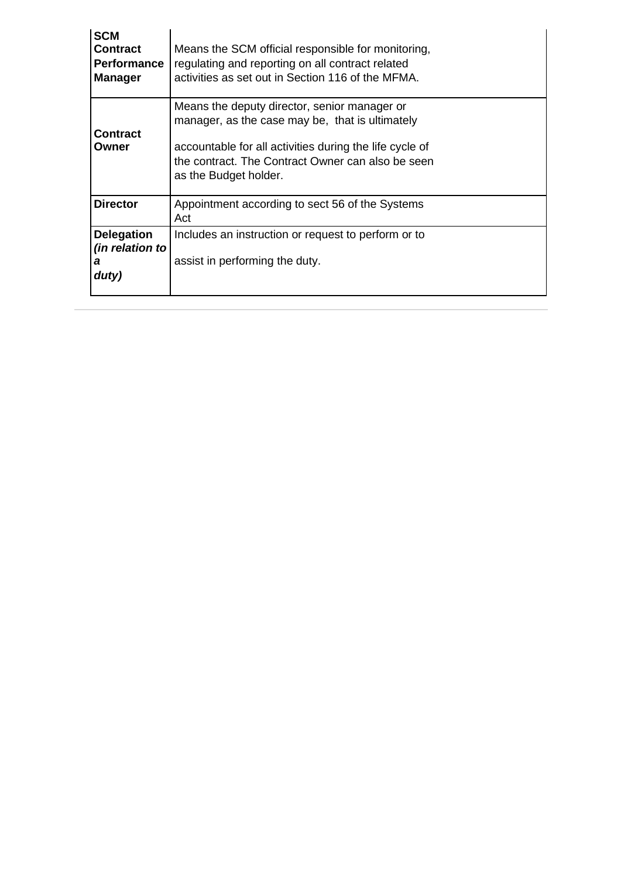| | |
|---|---|
| **SCM Contract Performance Manager** | Means the SCM official responsible for monitoring, regulating and reporting on all contract related activities as set out in Section 116 of the MFMA. |
| **Contract Owner** | Means the deputy director, senior manager or manager, as the case may be, that is ultimately accountable for all activities during the life cycle of the contract. The Contract Owner can also be seen as the Budget holder. |
| **Director** | Appointment according to sect 56 of the Systems Act |
| **Delegation *(in relation to a duty)*** | Includes an instruction or request to perform or to assist in performing the duty. |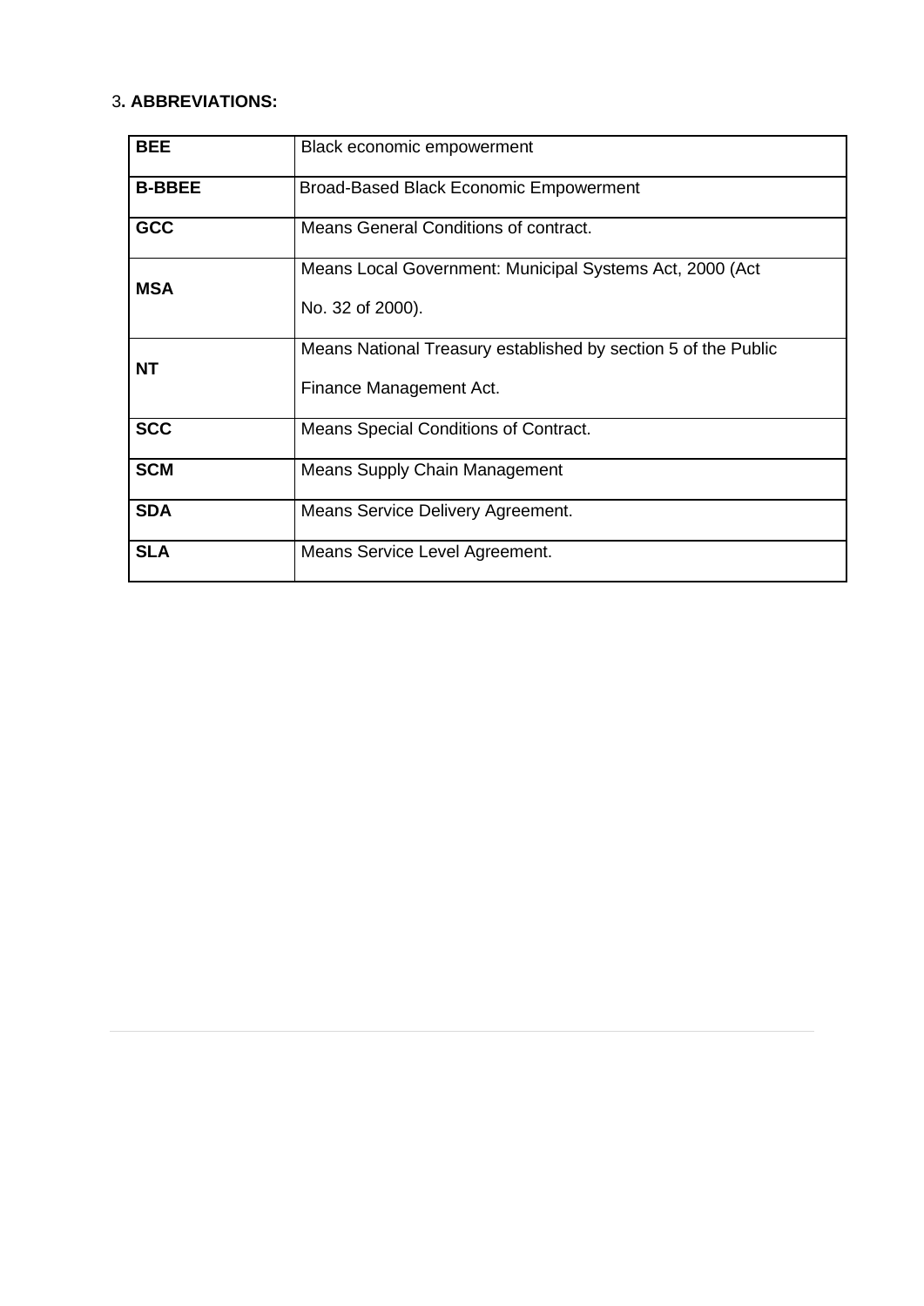## 3. ABBREVIATIONS:

| | |
|---|---|
| **BEE** | Black economic empowerment |
| **B-BBEE** | Broad-Based Black Economic Empowerment |
| **GCC** | Means General Conditions of contract. |
| **MSA** | Means Local Government: Municipal Systems Act, 2000 (Act No. 32 of 2000). |
| **NT** | Means National Treasury established by section 5 of the Public Finance Management Act. |
| **SCC** | Means Special Conditions of Contract. |
| **SCM** | Means Supply Chain Management |
| **SDA** | Means Service Delivery Agreement. |
| **SLA** | Means Service Level Agreement. |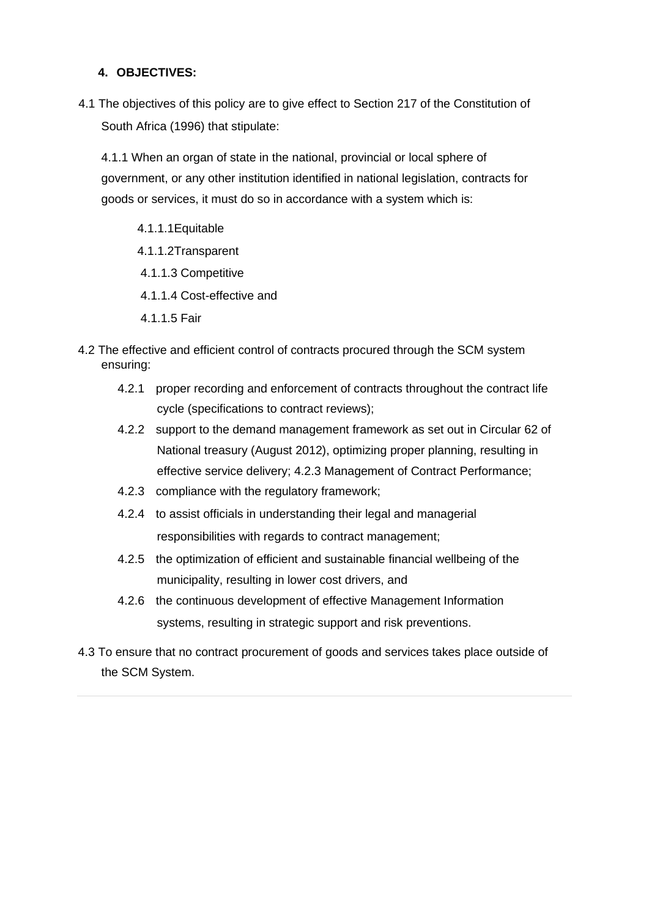## 4. OBJECTIVES:

4.1 The objectives of this policy are to give effect to Section 217 of the Constitution of South Africa (1996) that stipulate:

4.1.1 When an organ of state in the national, provincial or local sphere of government, or any other institution identified in national legislation, contracts for goods or services, it must do so in accordance with a system which is:

4.1.1.1Equitable

4.1.1.2Transparent

4.1.1.3 Competitive

4.1.1.4 Cost-effective and

4.1.1.5 Fair

4.2 The effective and efficient control of contracts procured through the SCM system ensuring:

4.2.1 proper recording and enforcement of contracts throughout the contract life cycle (specifications to contract reviews);

4.2.2 support to the demand management framework as set out in Circular 62 of National treasury (August 2012), optimizing proper planning, resulting in effective service delivery; 4.2.3 Management of Contract Performance;

4.2.3 compliance with the regulatory framework;

4.2.4 to assist officials in understanding their legal and managerial responsibilities with regards to contract management;

4.2.5 the optimization of efficient and sustainable financial wellbeing of the municipality, resulting in lower cost drivers, and

4.2.6 the continuous development of effective Management Information systems, resulting in strategic support and risk preventions.

4.3 To ensure that no contract procurement of goods and services takes place outside of the SCM System.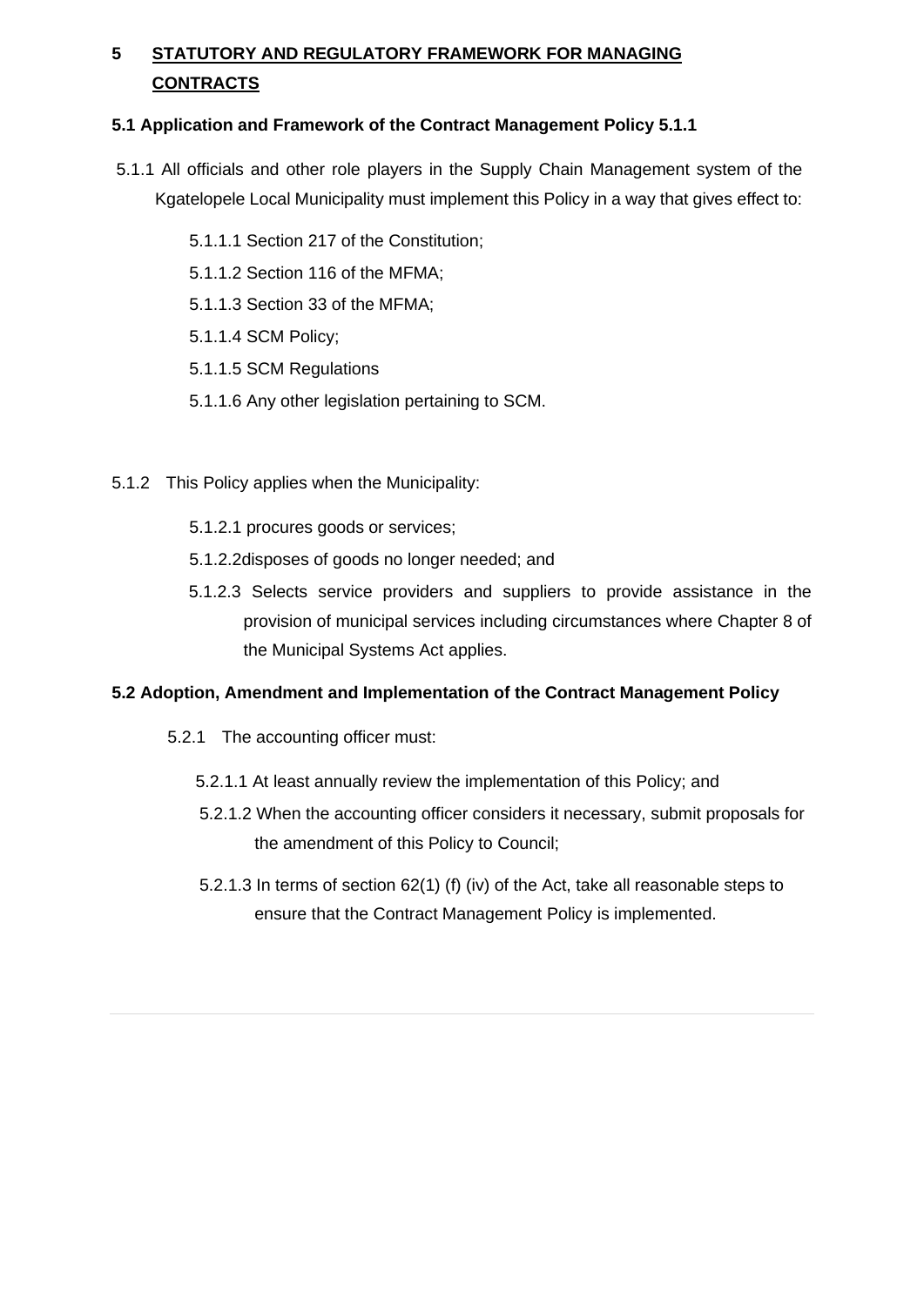## 5 STATUTORY AND REGULATORY FRAMEWORK FOR MANAGING CONTRACTS

### 5.1 Application and Framework of the Contract Management Policy 5.1.1

5.1.1 All officials and other role players in the Supply Chain Management system of the Kgatelopele Local Municipality must implement this Policy in a way that gives effect to:

5.1.1.1 Section 217 of the Constitution;

5.1.1.2 Section 116 of the MFMA;

5.1.1.3 Section 33 of the MFMA;

5.1.1.4 SCM Policy;

5.1.1.5 SCM Regulations

5.1.1.6 Any other legislation pertaining to SCM.

5.1.2 This Policy applies when the Municipality:

5.1.2.1 procures goods or services;

5.1.2.2disposes of goods no longer needed; and

5.1.2.3 Selects service providers and suppliers to provide assistance in the provision of municipal services including circumstances where Chapter 8 of the Municipal Systems Act applies.

### 5.2 Adoption, Amendment and Implementation of the Contract Management Policy

5.2.1 The accounting officer must:

5.2.1.1 At least annually review the implementation of this Policy; and

5.2.1.2 When the accounting officer considers it necessary, submit proposals for the amendment of this Policy to Council;

5.2.1.3 In terms of section 62(1) (f) (iv) of the Act, take all reasonable steps to ensure that the Contract Management Policy is implemented.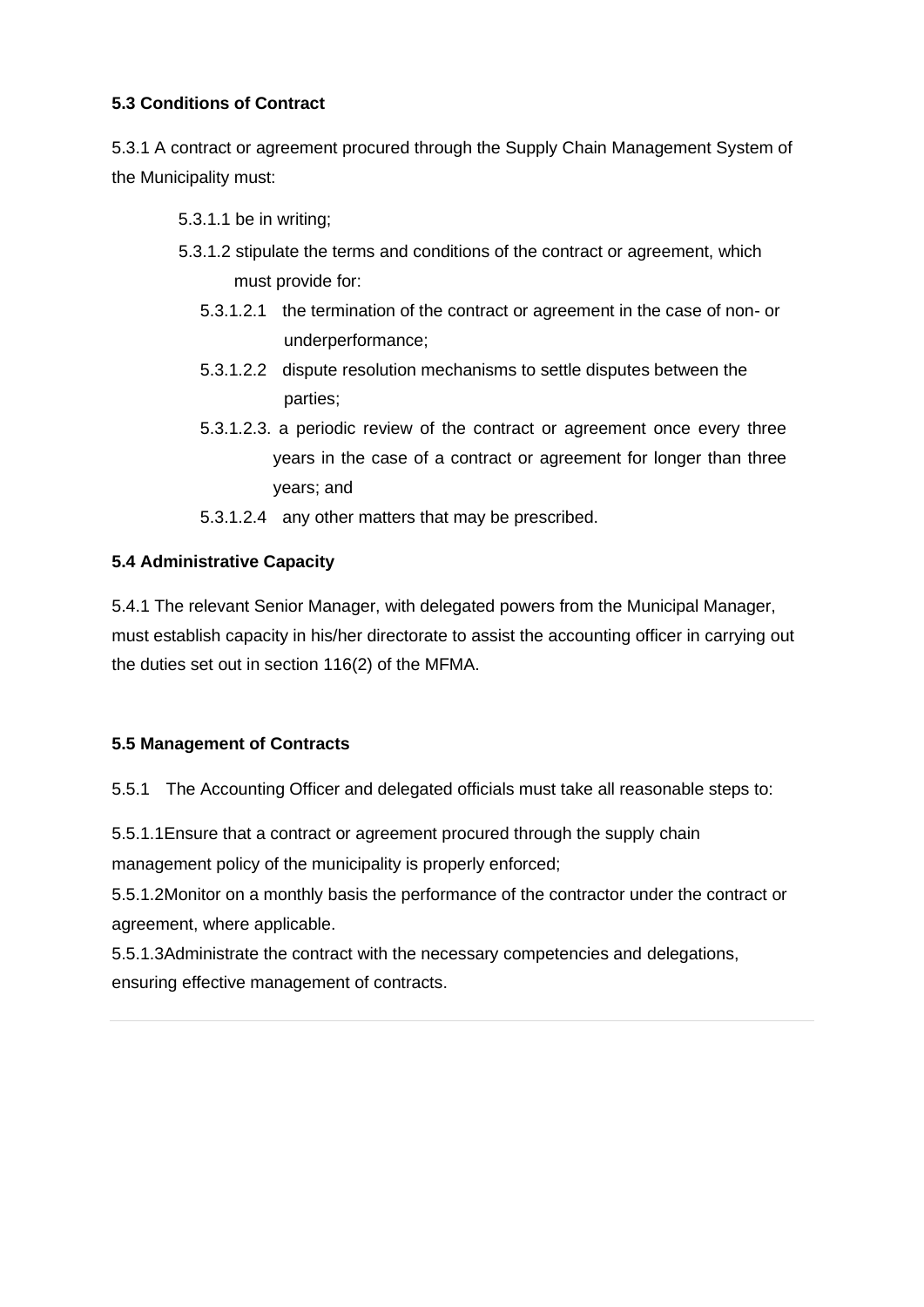**5.3 Conditions of Contract**

5.3.1 A contract or agreement procured through the Supply Chain Management System of the Municipality must:

- 5.3.1.1 be in writing;
- 5.3.1.2 stipulate the terms and conditions of the contract or agreement, which must provide for:
  - 5.3.1.2.1 the termination of the contract or agreement in the case of non- or underperformance;
  - 5.3.1.2.2 dispute resolution mechanisms to settle disputes between the parties;
  - 5.3.1.2.3. a periodic review of the contract or agreement once every three years in the case of a contract or agreement for longer than three years; and
  - 5.3.1.2.4 any other matters that may be prescribed.

**5.4 Administrative Capacity**

5.4.1 The relevant Senior Manager, with delegated powers from the Municipal Manager, must establish capacity in his/her directorate to assist the accounting officer in carrying out the duties set out in section 116(2) of the MFMA.

**5.5 Management of Contracts**

5.5.1 The Accounting Officer and delegated officials must take all reasonable steps to:

5.5.1.1Ensure that a contract or agreement procured through the supply chain management policy of the municipality is properly enforced;

5.5.1.2Monitor on a monthly basis the performance of the contractor under the contract or agreement, where applicable.

5.5.1.3Administrate the contract with the necessary competencies and delegations, ensuring effective management of contracts.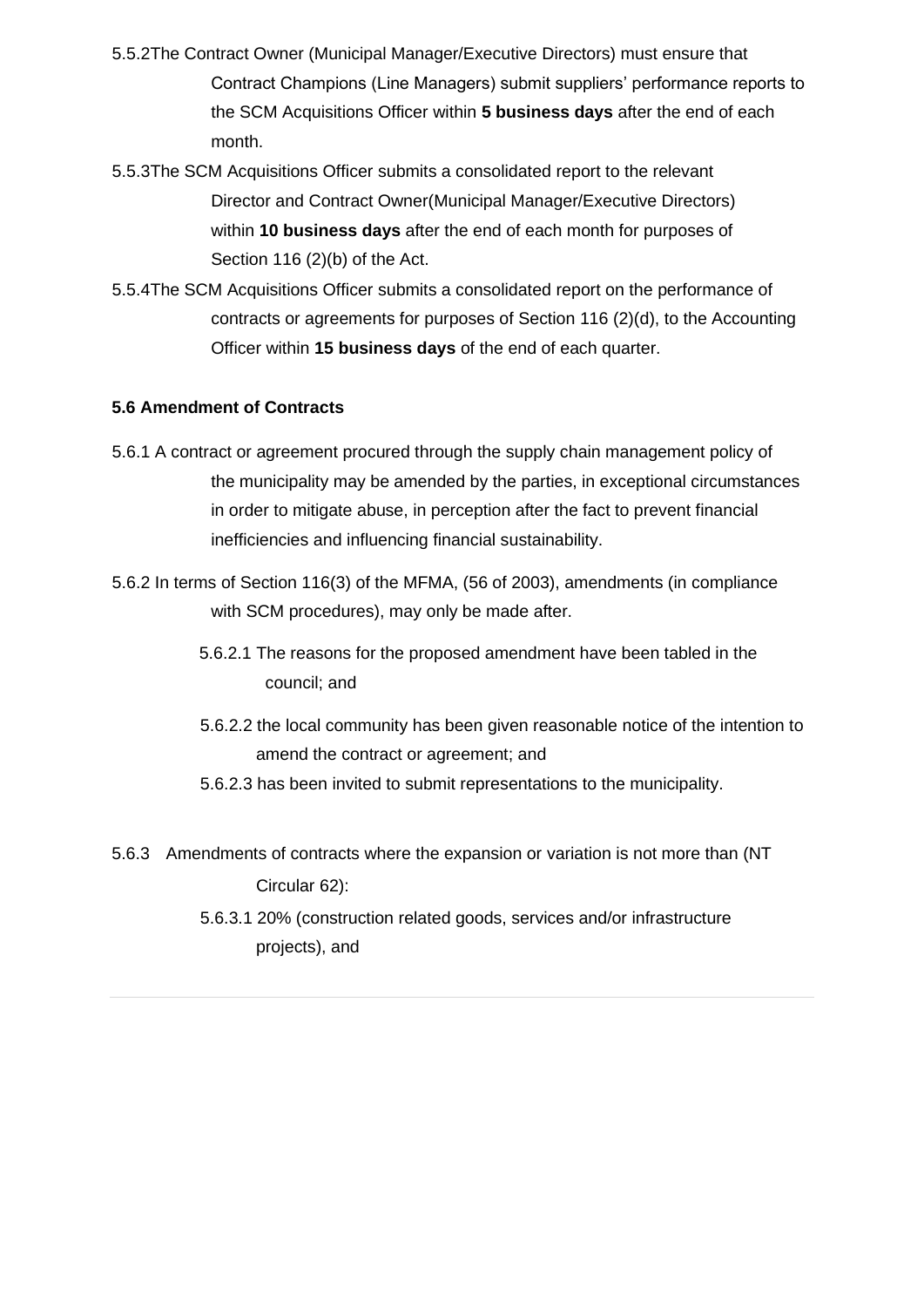5.5.2The Contract Owner (Municipal Manager/Executive Directors) must ensure that Contract Champions (Line Managers) submit suppliers' performance reports to the SCM Acquisitions Officer within **5 business days** after the end of each month.

5.5.3The SCM Acquisitions Officer submits a consolidated report to the relevant Director and Contract Owner(Municipal Manager/Executive Directors) within **10 business days** after the end of each month for purposes of Section 116 (2)(b) of the Act.

5.5.4The SCM Acquisitions Officer submits a consolidated report on the performance of contracts or agreements for purposes of Section 116 (2)(d), to the Accounting Officer within **15 business days** of the end of each quarter.

**5.6 Amendment of Contracts**

5.6.1 A contract or agreement procured through the supply chain management policy of the municipality may be amended by the parties, in exceptional circumstances in order to mitigate abuse, in perception after the fact to prevent financial inefficiencies and influencing financial sustainability.

5.6.2 In terms of Section 116(3) of the MFMA, (56 of 2003), amendments (in compliance with SCM procedures), may only be made after.

5.6.2.1 The reasons for the proposed amendment have been tabled in the council; and

5.6.2.2 the local community has been given reasonable notice of the intention to amend the contract or agreement; and

5.6.2.3 has been invited to submit representations to the municipality.

5.6.3 Amendments of contracts where the expansion or variation is not more than (NT Circular 62):

5.6.3.1 20% (construction related goods, services and/or infrastructure projects), and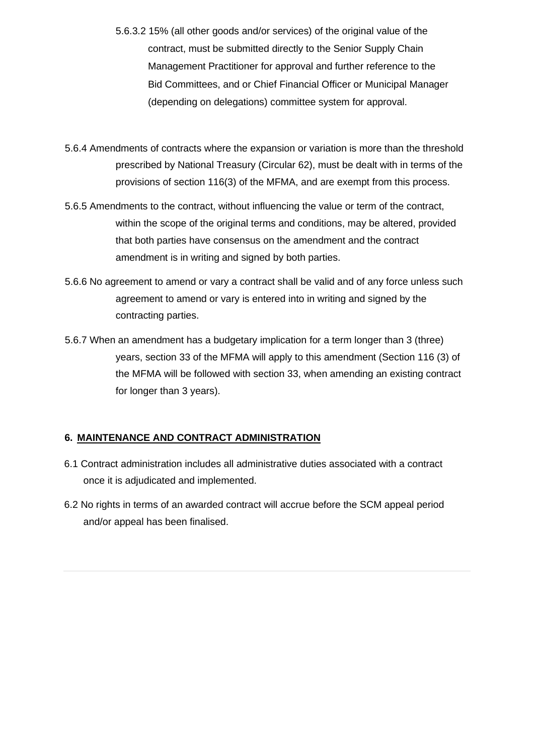5.6.3.2 15% (all other goods and/or services) of the original value of the contract, must be submitted directly to the Senior Supply Chain Management Practitioner for approval and further reference to the Bid Committees, and or Chief Financial Officer or Municipal Manager (depending on delegations) committee system for approval.

5.6.4 Amendments of contracts where the expansion or variation is more than the threshold prescribed by National Treasury (Circular 62), must be dealt with in terms of the provisions of section 116(3) of the MFMA, and are exempt from this process.

5.6.5 Amendments to the contract, without influencing the value or term of the contract, within the scope of the original terms and conditions, may be altered, provided that both parties have consensus on the amendment and the contract amendment is in writing and signed by both parties.

5.6.6 No agreement to amend or vary a contract shall be valid and of any force unless such agreement to amend or vary is entered into in writing and signed by the contracting parties.

5.6.7 When an amendment has a budgetary implication for a term longer than 3 (three) years, section 33 of the MFMA will apply to this amendment (Section 116 (3) of the MFMA will be followed with section 33, when amending an existing contract for longer than 3 years).

## 6. MAINTENANCE AND CONTRACT ADMINISTRATION

6.1 Contract administration includes all administrative duties associated with a contract once it is adjudicated and implemented.

6.2 No rights in terms of an awarded contract will accrue before the SCM appeal period and/or appeal has been finalised.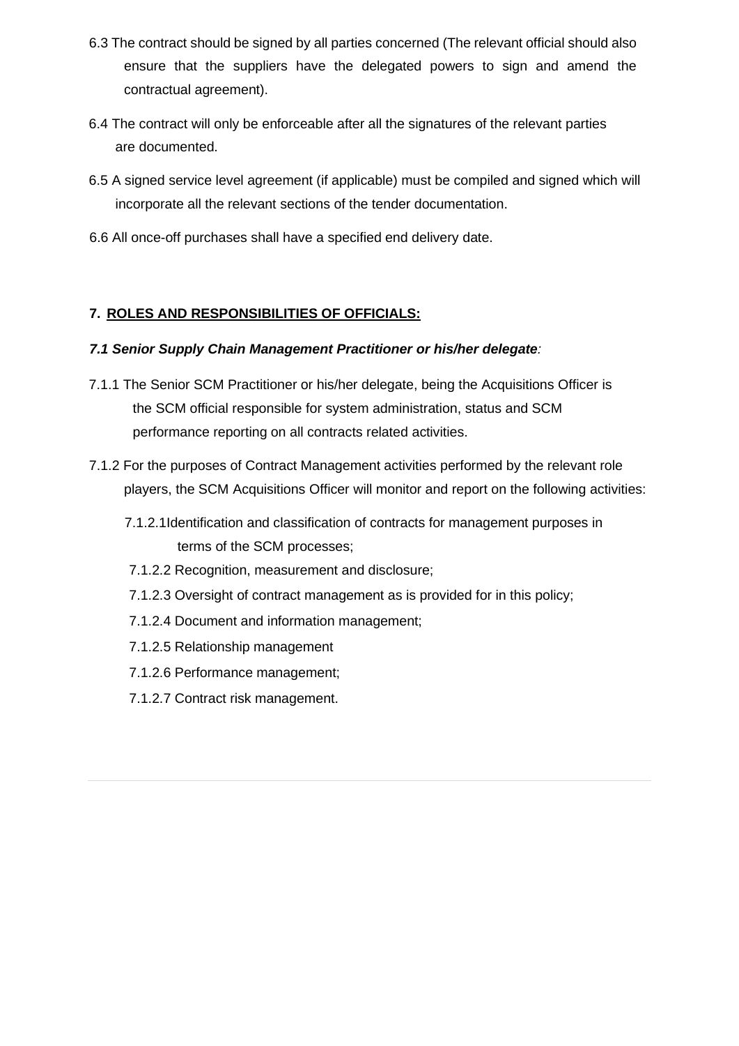6.3 The contract should be signed by all parties concerned (The relevant official should also ensure that the suppliers have the delegated powers to sign and amend the contractual agreement).

6.4 The contract will only be enforceable after all the signatures of the relevant parties are documented.

6.5 A signed service level agreement (if applicable) must be compiled and signed which will incorporate all the relevant sections of the tender documentation.

6.6 All once-off purchases shall have a specified end delivery date.

## 7. ROLES AND RESPONSIBILITIES OF OFFICIALS:

***7.1 Senior Supply Chain Management Practitioner or his/her delegate:***

7.1.1 The Senior SCM Practitioner or his/her delegate, being the Acquisitions Officer is the SCM official responsible for system administration, status and SCM performance reporting on all contracts related activities.

7.1.2 For the purposes of Contract Management activities performed by the relevant role players, the SCM Acquisitions Officer will monitor and report on the following activities:

- 7.1.2.1 Identification and classification of contracts for management purposes in terms of the SCM processes;
- 7.1.2.2 Recognition, measurement and disclosure;
- 7.1.2.3 Oversight of contract management as is provided for in this policy;
- 7.1.2.4 Document and information management;
- 7.1.2.5 Relationship management
- 7.1.2.6 Performance management;
- 7.1.2.7 Contract risk management.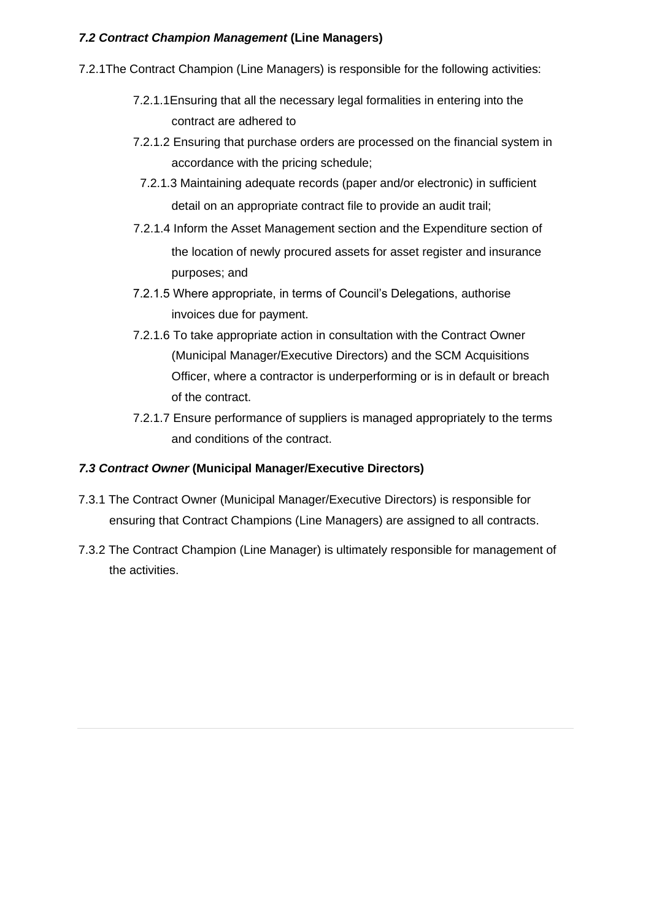### ***7.2 Contract Champion Management*** **(Line Managers)**

7.2.1 The Contract Champion (Line Managers) is responsible for the following activities:

- 7.2.1.1 Ensuring that all the necessary legal formalities in entering into the contract are adhered to
- 7.2.1.2 Ensuring that purchase orders are processed on the financial system in accordance with the pricing schedule;
- 7.2.1.3 Maintaining adequate records (paper and/or electronic) in sufficient detail on an appropriate contract file to provide an audit trail;
- 7.2.1.4 Inform the Asset Management section and the Expenditure section of the location of newly procured assets for asset register and insurance purposes; and
- 7.2.1.5 Where appropriate, in terms of Council's Delegations, authorise invoices due for payment.
- 7.2.1.6 To take appropriate action in consultation with the Contract Owner (Municipal Manager/Executive Directors) and the SCM Acquisitions Officer, where a contractor is underperforming or is in default or breach of the contract.
- 7.2.1.7 Ensure performance of suppliers is managed appropriately to the terms and conditions of the contract.

### ***7.3 Contract Owner*** **(Municipal Manager/Executive Directors)**

7.3.1 The Contract Owner (Municipal Manager/Executive Directors) is responsible for ensuring that Contract Champions (Line Managers) are assigned to all contracts.

7.3.2 The Contract Champion (Line Manager) is ultimately responsible for management of the activities.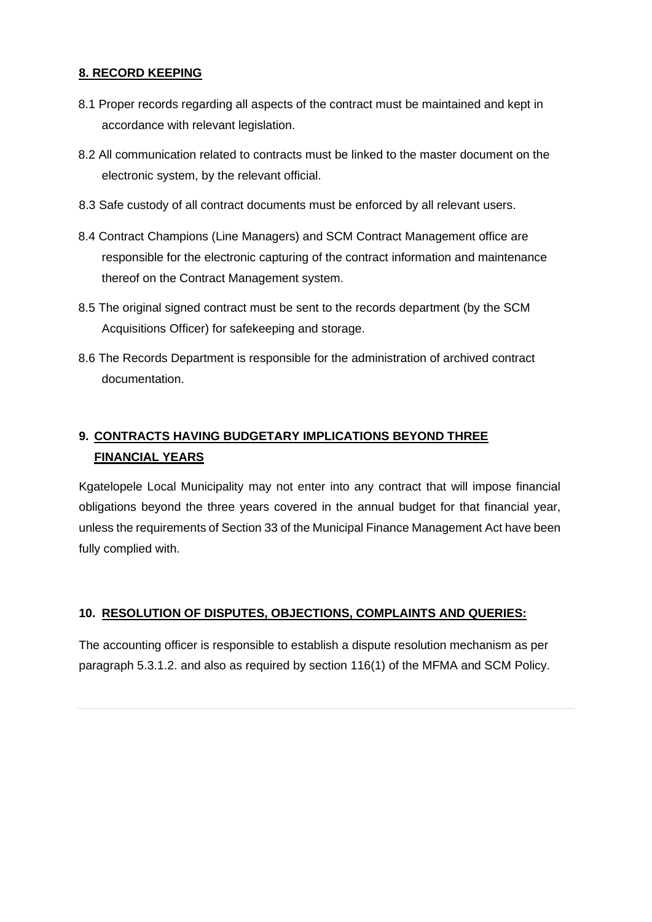## 8. RECORD KEEPING

8.1 Proper records regarding all aspects of the contract must be maintained and kept in accordance with relevant legislation.

8.2 All communication related to contracts must be linked to the master document on the electronic system, by the relevant official.

8.3 Safe custody of all contract documents must be enforced by all relevant users.

8.4 Contract Champions (Line Managers) and SCM Contract Management office are responsible for the electronic capturing of the contract information and maintenance thereof on the Contract Management system.

8.5 The original signed contract must be sent to the records department (by the SCM Acquisitions Officer) for safekeeping and storage.

8.6 The Records Department is responsible for the administration of archived contract documentation.

## 9. CONTRACTS HAVING BUDGETARY IMPLICATIONS BEYOND THREE FINANCIAL YEARS

Kgatelopele Local Municipality may not enter into any contract that will impose financial obligations beyond the three years covered in the annual budget for that financial year, unless the requirements of Section 33 of the Municipal Finance Management Act have been fully complied with.

## 10. RESOLUTION OF DISPUTES, OBJECTIONS, COMPLAINTS AND QUERIES:

The accounting officer is responsible to establish a dispute resolution mechanism as per paragraph 5.3.1.2. and also as required by section 116(1) of the MFMA and SCM Policy.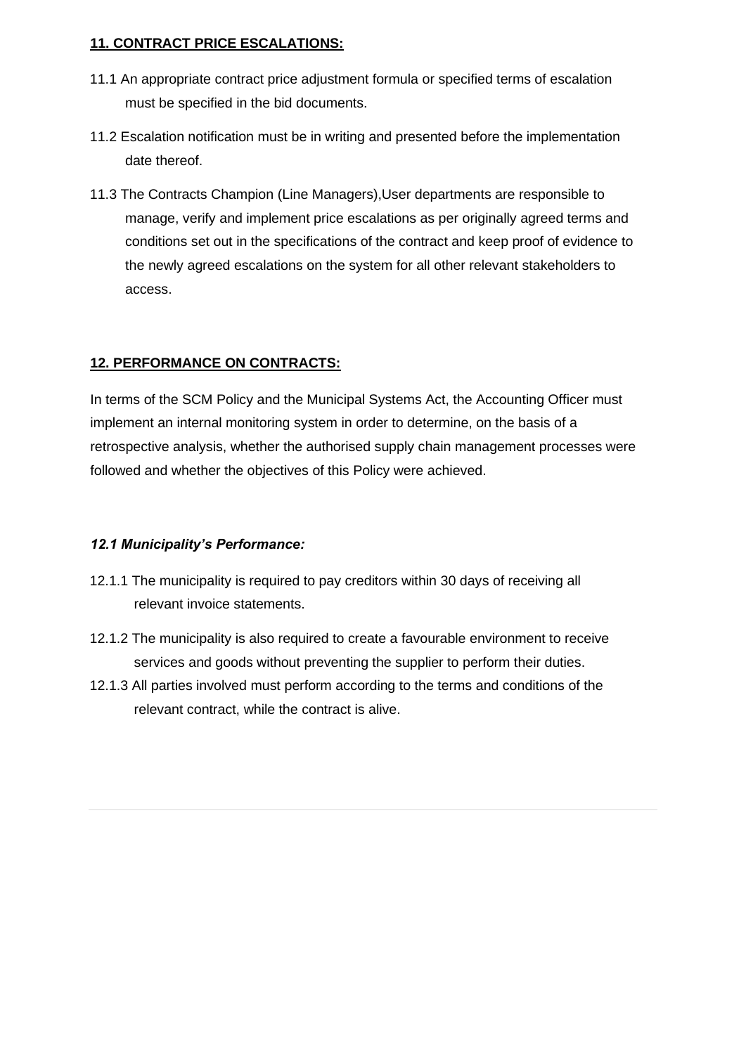## **11. CONTRACT PRICE ESCALATIONS:**

11.1 An appropriate contract price adjustment formula or specified terms of escalation must be specified in the bid documents.

11.2 Escalation notification must be in writing and presented before the implementation date thereof.

11.3 The Contracts Champion (Line Managers),User departments are responsible to manage, verify and implement price escalations as per originally agreed terms and conditions set out in the specifications of the contract and keep proof of evidence to the newly agreed escalations on the system for all other relevant stakeholders to access.

## **12. PERFORMANCE ON CONTRACTS:**

In terms of the SCM Policy and the Municipal Systems Act, the Accounting Officer must implement an internal monitoring system in order to determine, on the basis of a retrospective analysis, whether the authorised supply chain management processes were followed and whether the objectives of this Policy were achieved.

### ***12.1 Municipality's Performance:***

12.1.1 The municipality is required to pay creditors within 30 days of receiving all relevant invoice statements.

12.1.2 The municipality is also required to create a favourable environment to receive services and goods without preventing the supplier to perform their duties.

12.1.3 All parties involved must perform according to the terms and conditions of the relevant contract, while the contract is alive.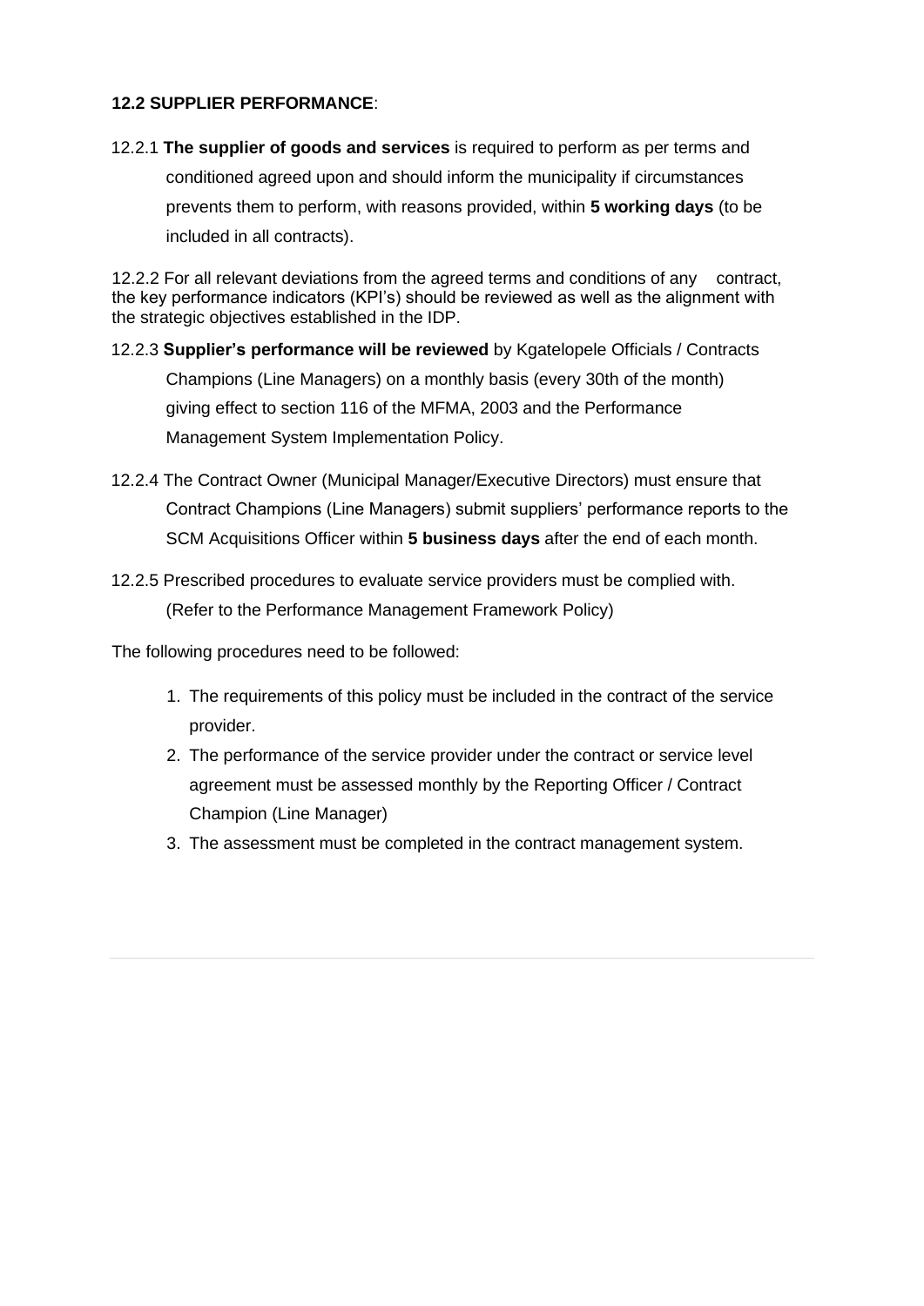**12.2 SUPPLIER PERFORMANCE**:

12.2.1 **The supplier of goods and services** is required to perform as per terms and conditioned agreed upon and should inform the municipality if circumstances prevents them to perform, with reasons provided, within **5 working days** (to be included in all contracts).

12.2.2 For all relevant deviations from the agreed terms and conditions of any contract, the key performance indicators (KPI's) should be reviewed as well as the alignment with the strategic objectives established in the IDP.

12.2.3 **Supplier's performance will be reviewed** by Kgatelopele Officials / Contracts Champions (Line Managers) on a monthly basis (every 30th of the month) giving effect to section 116 of the MFMA, 2003 and the Performance Management System Implementation Policy.

12.2.4 The Contract Owner (Municipal Manager/Executive Directors) must ensure that Contract Champions (Line Managers) submit suppliers' performance reports to the SCM Acquisitions Officer within **5 business days** after the end of each month.

12.2.5 Prescribed procedures to evaluate service providers must be complied with. (Refer to the Performance Management Framework Policy)

The following procedures need to be followed:

1. The requirements of this policy must be included in the contract of the service provider.
2. The performance of the service provider under the contract or service level agreement must be assessed monthly by the Reporting Officer / Contract Champion (Line Manager)
3. The assessment must be completed in the contract management system.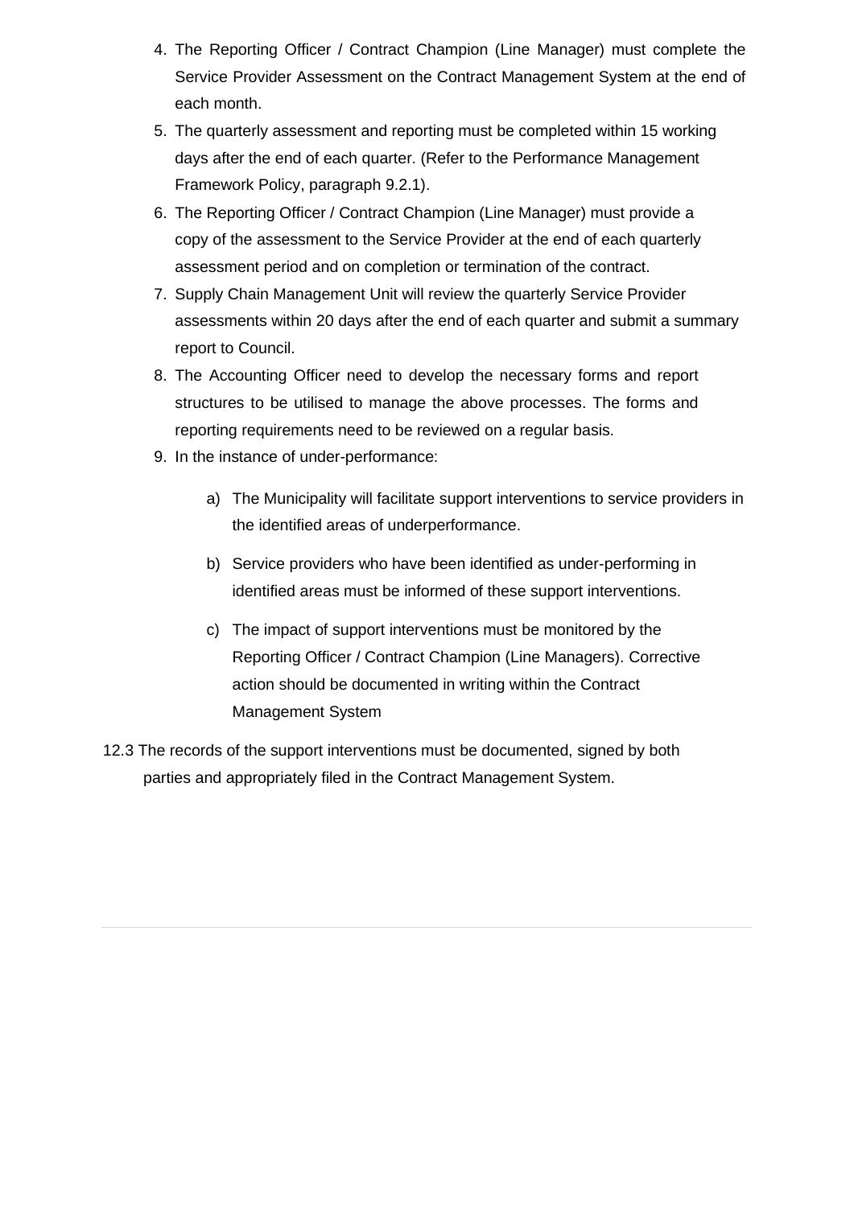4. The Reporting Officer / Contract Champion (Line Manager) must complete the Service Provider Assessment on the Contract Management System at the end of each month.
5. The quarterly assessment and reporting must be completed within 15 working days after the end of each quarter. (Refer to the Performance Management Framework Policy, paragraph 9.2.1).
6. The Reporting Officer / Contract Champion (Line Manager) must provide a copy of the assessment to the Service Provider at the end of each quarterly assessment period and on completion or termination of the contract.
7. Supply Chain Management Unit will review the quarterly Service Provider assessments within 20 days after the end of each quarter and submit a summary report to Council.
8. The Accounting Officer need to develop the necessary forms and report structures to be utilised to manage the above processes. The forms and reporting requirements need to be reviewed on a regular basis.
9. In the instance of under-performance:

    a) The Municipality will facilitate support interventions to service providers in the identified areas of underperformance.

    b) Service providers who have been identified as under-performing in identified areas must be informed of these support interventions.

    c) The impact of support interventions must be monitored by the Reporting Officer / Contract Champion (Line Managers). Corrective action should be documented in writing within the Contract Management System

12.3 The records of the support interventions must be documented, signed by both parties and appropriately filed in the Contract Management System.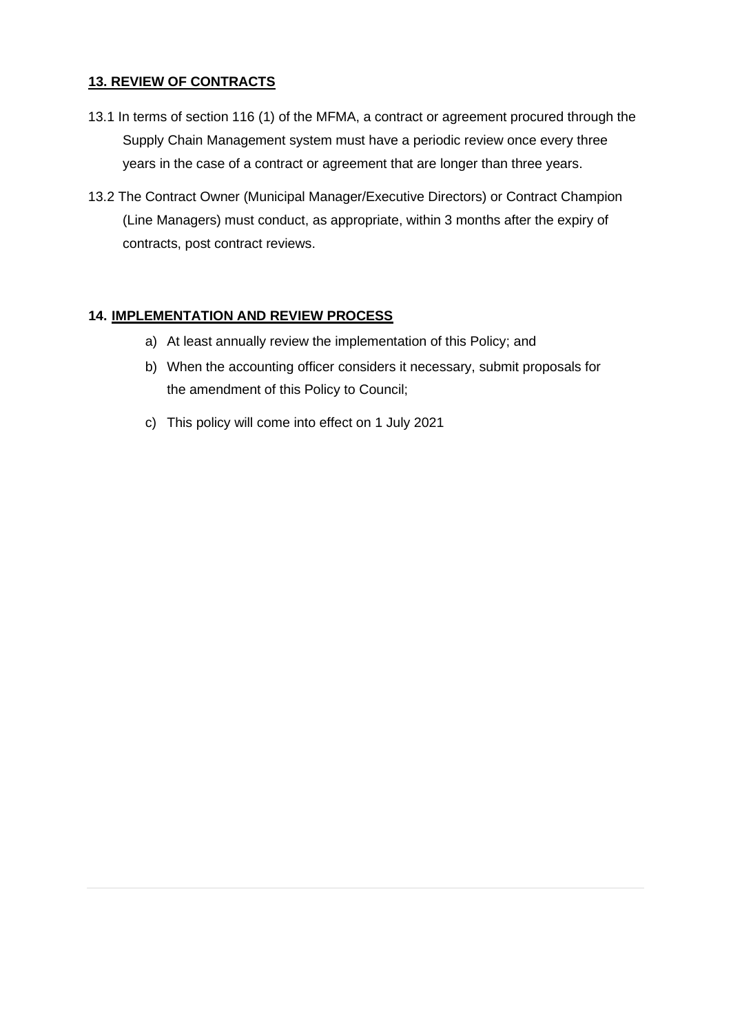## 13. REVIEW OF CONTRACTS

13.1 In terms of section 116 (1) of the MFMA, a contract or agreement procured through the Supply Chain Management system must have a periodic review once every three years in the case of a contract or agreement that are longer than three years.

13.2 The Contract Owner (Municipal Manager/Executive Directors) or Contract Champion (Line Managers) must conduct, as appropriate, within 3 months after the expiry of contracts, post contract reviews.

## 14. IMPLEMENTATION AND REVIEW PROCESS

a) At least annually review the implementation of this Policy; and

b) When the accounting officer considers it necessary, submit proposals for the amendment of this Policy to Council;

c) This policy will come into effect on 1 July 2021